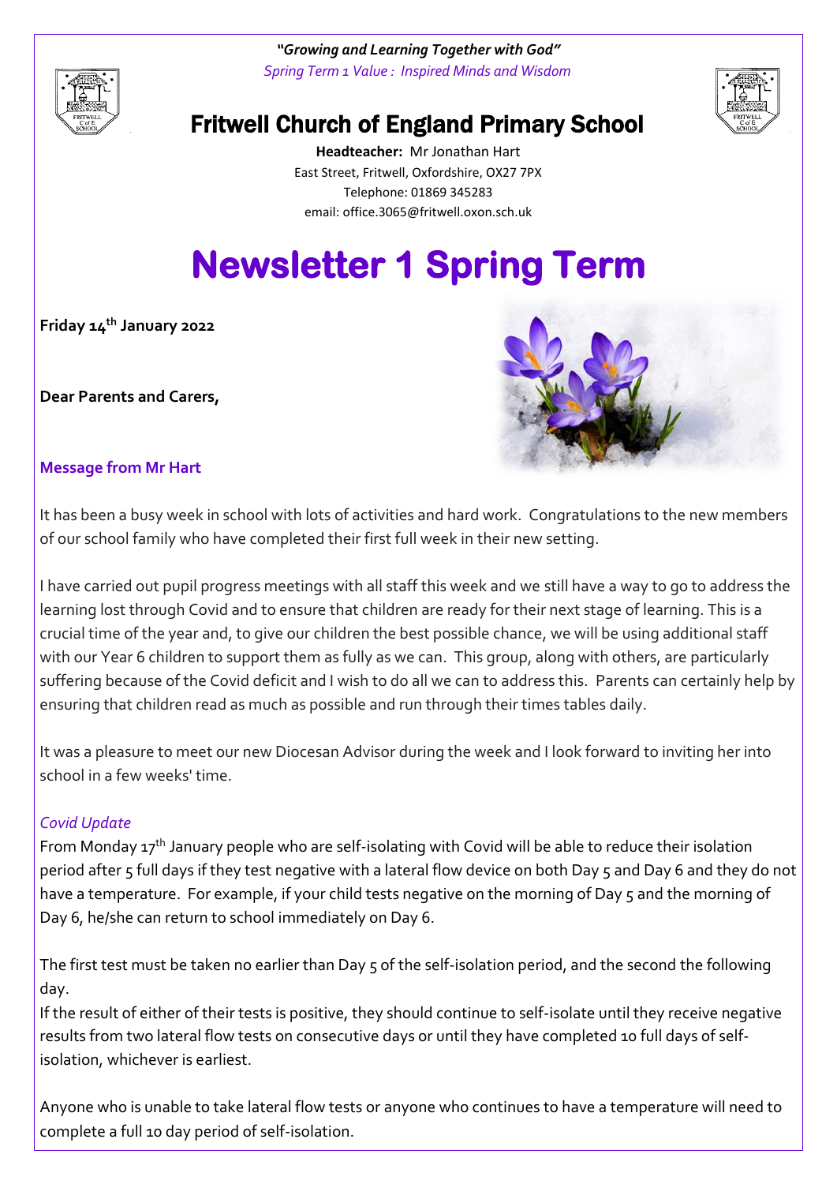*"Growing and Learning Together with God"*

*Spring Term 1 Value : Inspired Minds and Wisdom*

# Fritwell Church of England Primary School

**Headteacher:** Mr Jonathan Hart
East Street, Fritwell, Oxfordshire, OX27 7PX
Telephone: 01869 345283
email: office.3065@fritwell.oxon.sch.uk

# Newsletter 1 Spring Term

**Friday 14th January 2022**

**Dear Parents and Carers,**

## Message from Mr Hart

It has been a busy week in school with lots of activities and hard work. Congratulations to the new members of our school family who have completed their first full week in their new setting.

I have carried out pupil progress meetings with all staff this week and we still have a way to go to address the learning lost through Covid and to ensure that children are ready for their next stage of learning. This is a crucial time of the year and, to give our children the best possible chance, we will be using additional staff with our Year 6 children to support them as fully as we can. This group, along with others, are particularly suffering because of the Covid deficit and I wish to do all we can to address this. Parents can certainly help by ensuring that children read as much as possible and run through their times tables daily.

It was a pleasure to meet our new Diocesan Advisor during the week and I look forward to inviting her into school in a few weeks' time.

### *Covid Update*

From Monday 17th January people who are self-isolating with Covid will be able to reduce their isolation period after 5 full days if they test negative with a lateral flow device on both Day 5 and Day 6 and they do not have a temperature. For example, if your child tests negative on the morning of Day 5 and the morning of Day 6, he/she can return to school immediately on Day 6.

The first test must be taken no earlier than Day 5 of the self-isolation period, and the second the following day.
If the result of either of their tests is positive, they should continue to self-isolate until they receive negative results from two lateral flow tests on consecutive days or until they have completed 10 full days of self-isolation, whichever is earliest.

Anyone who is unable to take lateral flow tests or anyone who continues to have a temperature will need to complete a full 10 day period of self-isolation.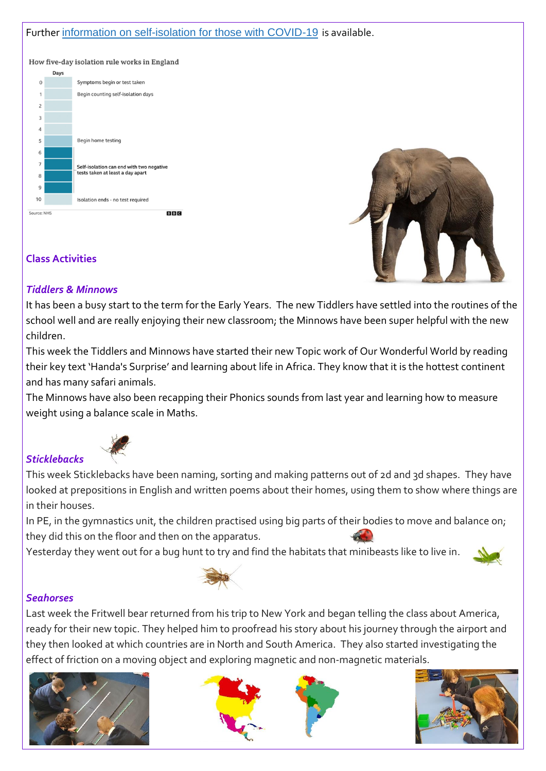Further information on self-isolation for those with COVID-19 is available.

How five-day isolation rule works in England

| Days | |
|---|---|
| 0 | Symptoms begin or test taken |
| 1 | Begin counting self-isolation days |
| 2 | |
| 3 | |
| 4 | |
| 5 | Begin home testing |
| 6 | |
| 7 | Self-isolation can end with two negative tests taken at least a day apart |
| 8 | |
| 9 | |
| 10 | Isolation ends - no test required |

Source: NHS

BBC

## Class Activities

### *Tiddlers & Minnows*

It has been a busy start to the term for the Early Years. The new Tiddlers have settled into the routines of the school well and are really enjoying their new classroom; the Minnows have been super helpful with the new children.

This week the Tiddlers and Minnows have started their new Topic work of Our Wonderful World by reading their key text 'Handa's Surprise' and learning about life in Africa. They know that it is the hottest continent and has many safari animals.

The Minnows have also been recapping their Phonics sounds from last year and learning how to measure weight using a balance scale in Maths.

### *Sticklebacks*

This week Sticklebacks have been naming, sorting and making patterns out of 2d and 3d shapes. They have looked at prepositions in English and written poems about their homes, using them to show where things are in their houses.

In PE, in the gymnastics unit, the children practised using big parts of their bodies to move and balance on; they did this on the floor and then on the apparatus.

Yesterday they went out for a bug hunt to try and find the habitats that minibeasts like to live in.

### *Seahorses*

Last week the Fritwell bear returned from his trip to New York and began telling the class about America, ready for their new topic. They helped him to proofread his story about his journey through the airport and they then looked at which countries are in North and South America. They also started investigating the effect of friction on a moving object and exploring magnetic and non-magnetic materials.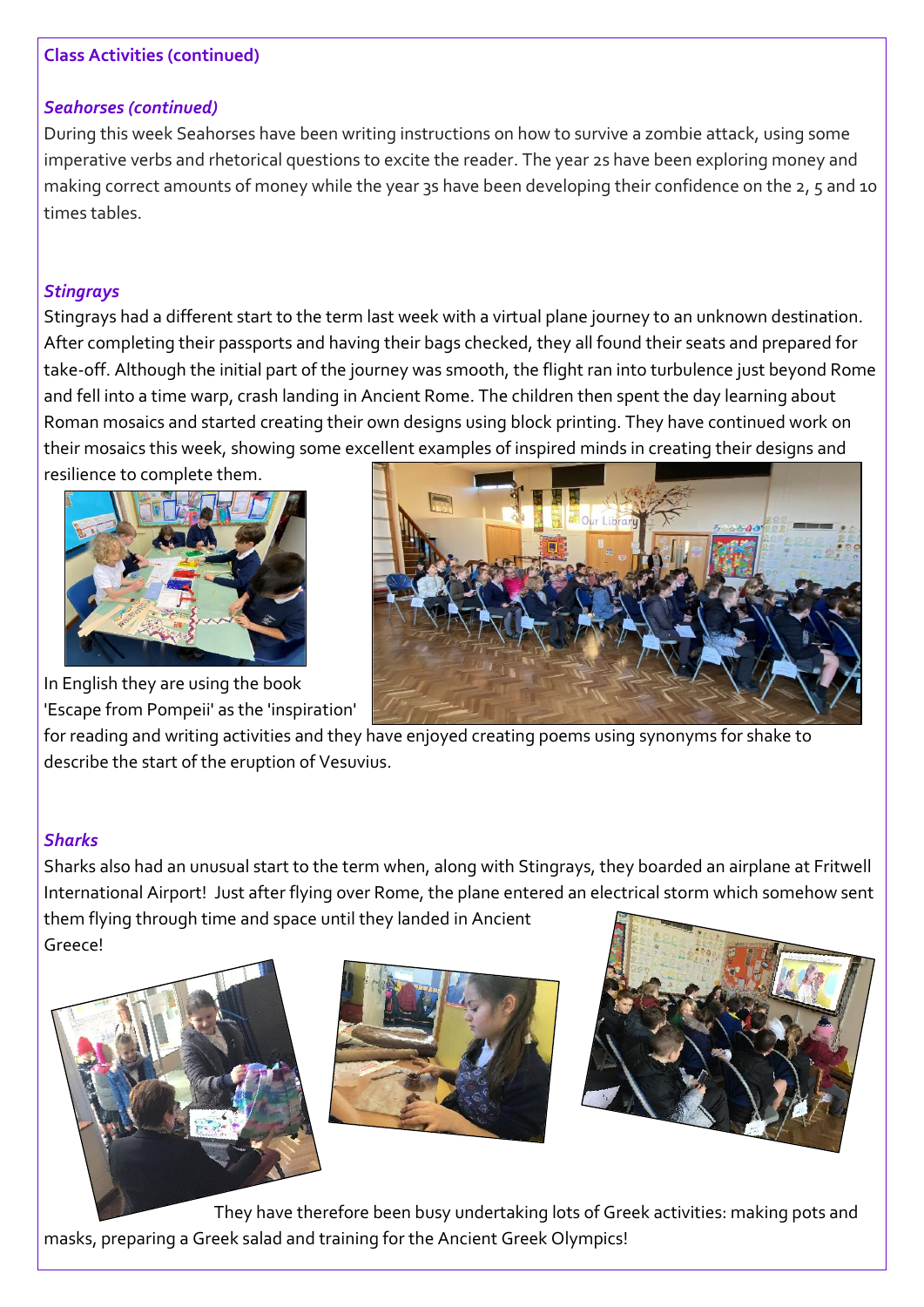**Class Activities (continued)**

***Seahorses (continued)***

During this week Seahorses have been writing instructions on how to survive a zombie attack, using some imperative verbs and rhetorical questions to excite the reader. The year 2s have been exploring money and making correct amounts of money while the year 3s have been developing their confidence on the 2, 5 and 10 times tables.

***Stingrays***

Stingrays had a different start to the term last week with a virtual plane journey to an unknown destination. After completing their passports and having their bags checked, they all found their seats and prepared for take-off. Although the initial part of the journey was smooth, the flight ran into turbulence just beyond Rome and fell into a time warp, crash landing in Ancient Rome. The children then spent the day learning about Roman mosaics and started creating their own designs using block printing. They have continued work on their mosaics this week, showing some excellent examples of inspired minds in creating their designs and resilience to complete them.

In English they are using the book 'Escape from Pompeii' as the 'inspiration' for reading and writing activities and they have enjoyed creating poems using synonyms for shake to describe the start of the eruption of Vesuvius.

***Sharks***

Sharks also had an unusual start to the term when, along with Stingrays, they boarded an airplane at Fritwell International Airport! Just after flying over Rome, the plane entered an electrical storm which somehow sent them flying through time and space until they landed in Ancient Greece!

They have therefore been busy undertaking lots of Greek activities: making pots and masks, preparing a Greek salad and training for the Ancient Greek Olympics!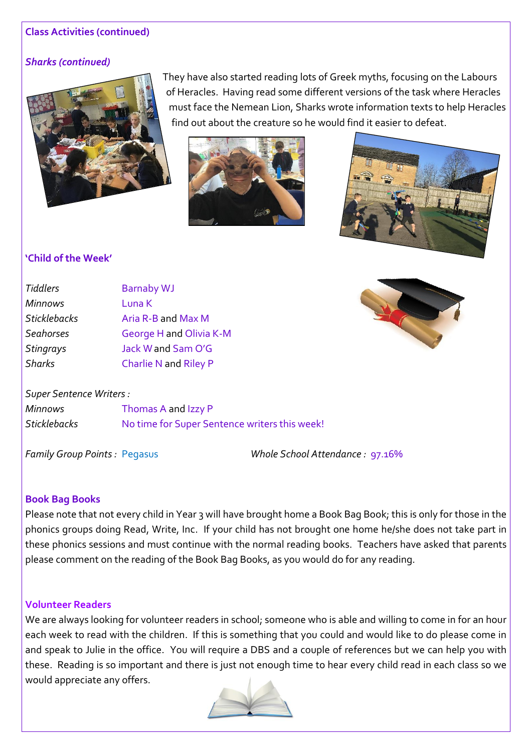## Class Activities (continued)

### *Sharks (continued)*

They have also started reading lots of Greek myths, focusing on the Labours of Heracles. Having read some different versions of the task where Heracles must face the Nemean Lion, Sharks wrote information texts to help Heracles find out about the creature so he would find it easier to defeat.

## 'Child of the Week'

| | |
|---|---|
| *Tiddlers* | Barnaby WJ |
| *Minnows* | Luna K |
| *Sticklebacks* | Aria R-B and Max M |
| *Seahorses* | George H and Olivia K-M |
| *Stingrays* | Jack W and Sam O'G |
| *Sharks* | Charlie N and Riley P |

*Super Sentence Writers :*

| | |
|---|---|
| *Minnows* | Thomas A and Izzy P |
| *Sticklebacks* | No time for Super Sentence writers this week! |

*Family Group Points :* Pegasus

*Whole School Attendance :* 97.16%

## Book Bag Books

Please note that not every child in Year 3 will have brought home a Book Bag Book; this is only for those in the phonics groups doing Read, Write, Inc. If your child has not brought one home he/she does not take part in these phonics sessions and must continue with the normal reading books. Teachers have asked that parents please comment on the reading of the Book Bag Books, as you would do for any reading.

## Volunteer Readers

We are always looking for volunteer readers in school; someone who is able and willing to come in for an hour each week to read with the children. If this is something that you could and would like to do please come in and speak to Julie in the office. You will require a DBS and a couple of references but we can help you with these. Reading is so important and there is just not enough time to hear every child read in each class so we would appreciate any offers.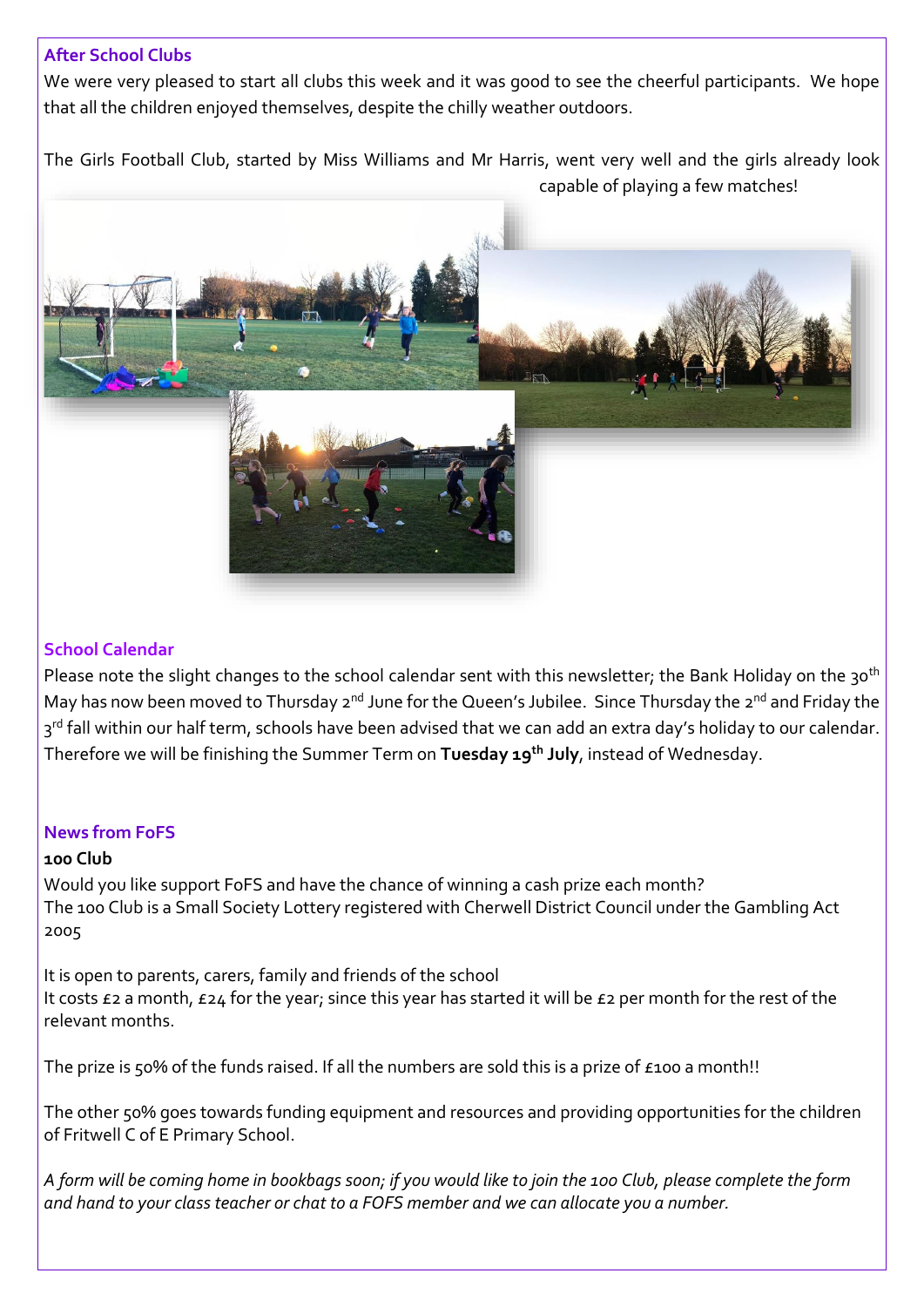## After School Clubs

We were very pleased to start all clubs this week and it was good to see the cheerful participants. We hope that all the children enjoyed themselves, despite the chilly weather outdoors.

The Girls Football Club, started by Miss Williams and Mr Harris, went very well and the girls already look capable of playing a few matches!

## School Calendar

Please note the slight changes to the school calendar sent with this newsletter; the Bank Holiday on the 30th May has now been moved to Thursday 2nd June for the Queen's Jubilee. Since Thursday the 2nd and Friday the 3rd fall within our half term, schools have been advised that we can add an extra day's holiday to our calendar. Therefore we will be finishing the Summer Term on **Tuesday 19th July**, instead of Wednesday.

## News from FoFS

**100 Club**

Would you like support FoFS and have the chance of winning a cash prize each month?
The 100 Club is a Small Society Lottery registered with Cherwell District Council under the Gambling Act 2005

It is open to parents, carers, family and friends of the school
It costs £2 a month, £24 for the year; since this year has started it will be £2 per month for the rest of the relevant months.

The prize is 50% of the funds raised. If all the numbers are sold this is a prize of £100 a month!!

The other 50% goes towards funding equipment and resources and providing opportunities for the children of Fritwell C of E Primary School.

*A form will be coming home in bookbags soon; if you would like to join the 100 Club, please complete the form and hand to your class teacher or chat to a FOFS member and we can allocate you a number.*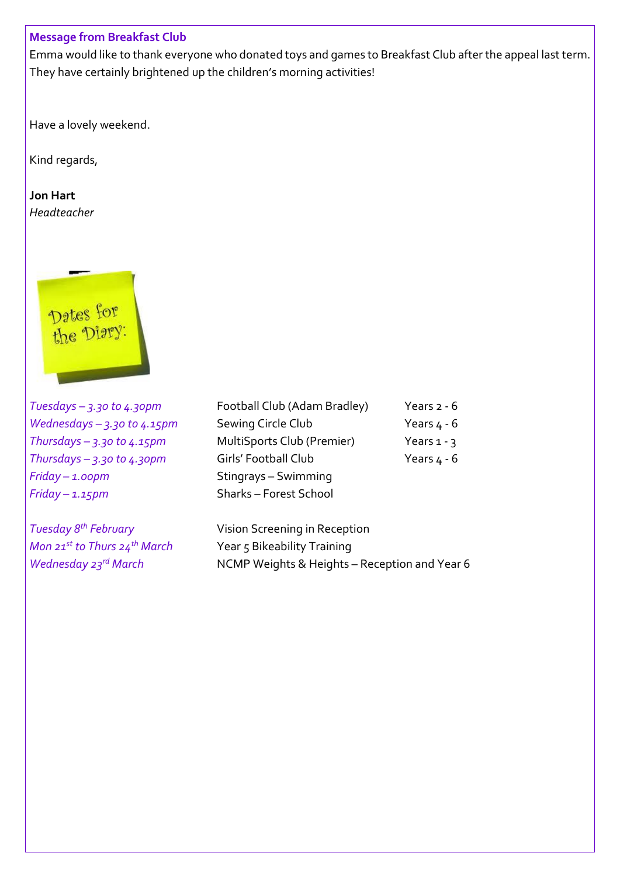### Message from Breakfast Club

Emma would like to thank everyone who donated toys and games to Breakfast Club after the appeal last term. They have certainly brightened up the children's morning activities!

Have a lovely weekend.

Kind regards,

**Jon Hart**
*Headteacher*

## Dates for the Diary:

| | | |
|---|---|---|
| *Tuesdays – 3.30 to 4.30pm* | Football Club (Adam Bradley) | Years 2 - 6 |
| *Wednesdays – 3.30 to 4.15pm* | Sewing Circle Club | Years 4 - 6 |
| *Thursdays – 3.30 to 4.15pm* | MultiSports Club (Premier) | Years 1 - 3 |
| *Thursdays – 3.30 to 4.30pm* | Girls' Football Club | Years 4 - 6 |
| *Friday – 1.00pm* | Stingrays – Swimming | |
| *Friday – 1.15pm* | Sharks – Forest School | |

| | |
|---|---|
| *Tuesday 8th February* | Vision Screening in Reception |
| *Mon 21st to Thurs 24th March* | Year 5 Bikeability Training |
| *Wednesday 23rd March* | NCMP Weights & Heights – Reception and Year 6 |